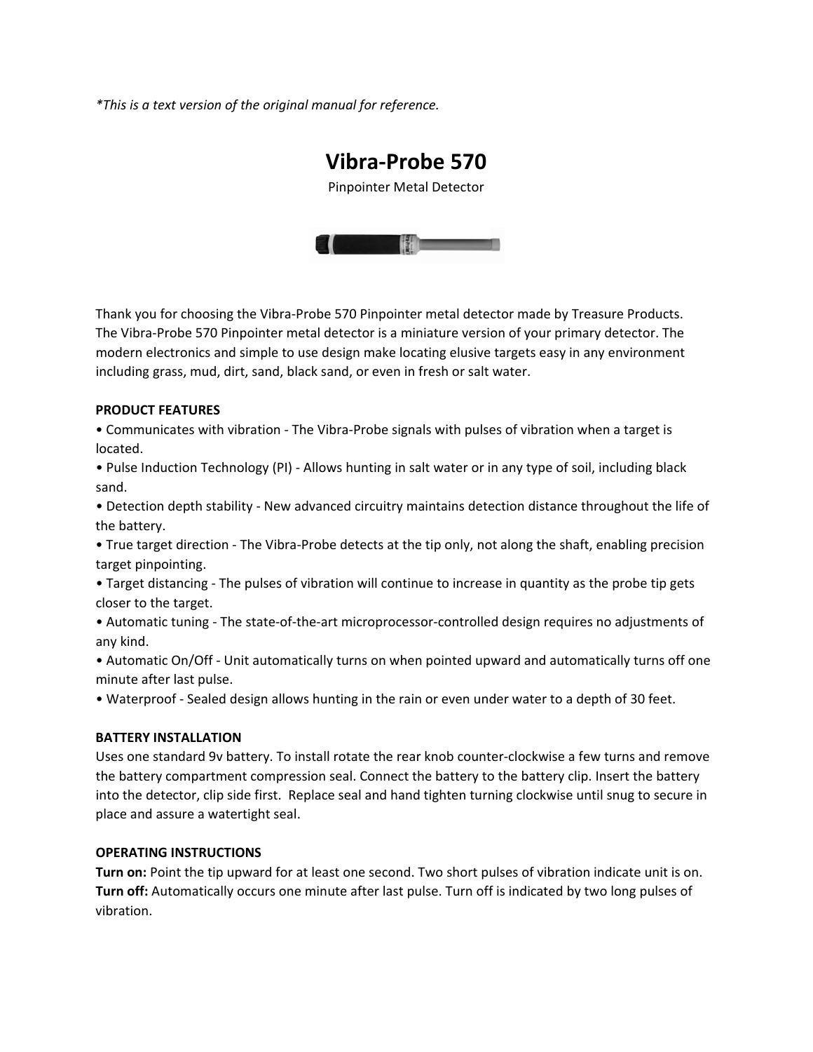*This is a text version of the original manual for reference.*

# Vibra-Probe 570

Pinpointer Metal Detector

Thank you for choosing the Vibra-Probe 570 Pinpointer metal detector made by Treasure Products. The Vibra-Probe 570 Pinpointer metal detector is a miniature version of your primary detector. The modern electronics and simple to use design make locating elusive targets easy in any environment including grass, mud, dirt, sand, black sand, or even in fresh or salt water.

**PRODUCT FEATURES**

- Communicates with vibration - The Vibra-Probe signals with pulses of vibration when a target is located.
- Pulse Induction Technology (PI) - Allows hunting in salt water or in any type of soil, including black sand.
- Detection depth stability - New advanced circuitry maintains detection distance throughout the life of the battery.
- True target direction - The Vibra-Probe detects at the tip only, not along the shaft, enabling precision target pinpointing.
- Target distancing - The pulses of vibration will continue to increase in quantity as the probe tip gets closer to the target.
- Automatic tuning - The state-of-the-art microprocessor-controlled design requires no adjustments of any kind.
- Automatic On/Off - Unit automatically turns on when pointed upward and automatically turns off one minute after last pulse.
- Waterproof - Sealed design allows hunting in the rain or even under water to a depth of 30 feet.

**BATTERY INSTALLATION**

Uses one standard 9v battery. To install rotate the rear knob counter-clockwise a few turns and remove the battery compartment compression seal. Connect the battery to the battery clip. Insert the battery into the detector, clip side first. Replace seal and hand tighten turning clockwise until snug to secure in place and assure a watertight seal.

**OPERATING INSTRUCTIONS**

**Turn on:** Point the tip upward for at least one second. Two short pulses of vibration indicate unit is on.
**Turn off:** Automatically occurs one minute after last pulse. Turn off is indicated by two long pulses of vibration.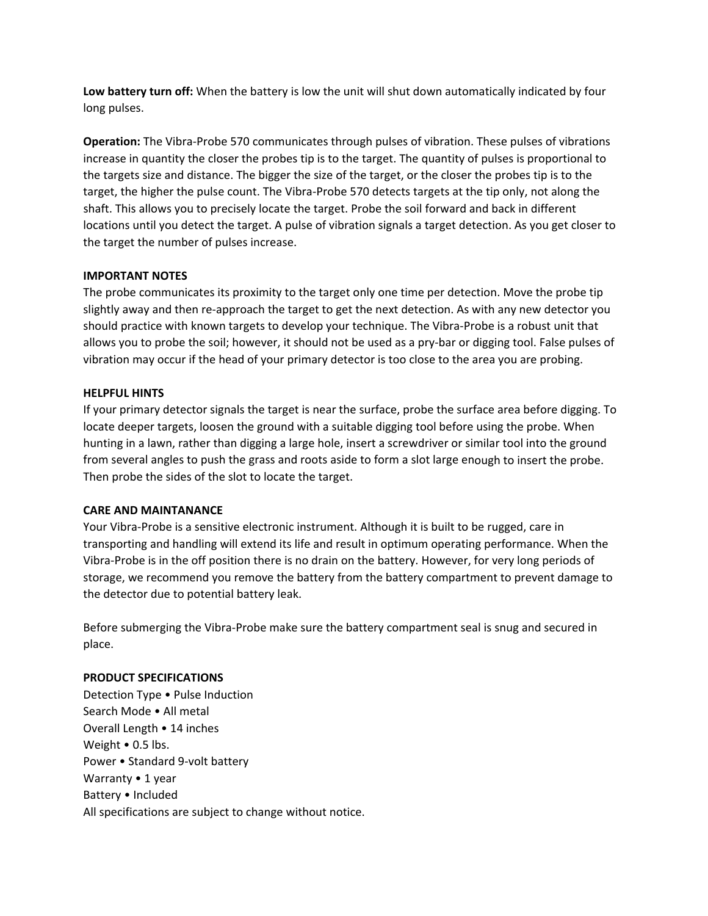**Low battery turn off:** When the battery is low the unit will shut down automatically indicated by four long pulses.

**Operation:** The Vibra-Probe 570 communicates through pulses of vibration. These pulses of vibrations increase in quantity the closer the probes tip is to the target. The quantity of pulses is proportional to the targets size and distance. The bigger the size of the target, or the closer the probes tip is to the target, the higher the pulse count. The Vibra-Probe 570 detects targets at the tip only, not along the shaft. This allows you to precisely locate the target. Probe the soil forward and back in different locations until you detect the target. A pulse of vibration signals a target detection. As you get closer to the target the number of pulses increase.

**IMPORTANT NOTES**

The probe communicates its proximity to the target only one time per detection. Move the probe tip slightly away and then re-approach the target to get the next detection. As with any new detector you should practice with known targets to develop your technique. The Vibra-Probe is a robust unit that allows you to probe the soil; however, it should not be used as a pry-bar or digging tool. False pulses of vibration may occur if the head of your primary detector is too close to the area you are probing.

**HELPFUL HINTS**

If your primary detector signals the target is near the surface, probe the surface area before digging. To locate deeper targets, loosen the ground with a suitable digging tool before using the probe. When hunting in a lawn, rather than digging a large hole, insert a screwdriver or similar tool into the ground from several angles to push the grass and roots aside to form a slot large enough to insert the probe. Then probe the sides of the slot to locate the target.

**CARE AND MAINTANANCE**

Your Vibra-Probe is a sensitive electronic instrument. Although it is built to be rugged, care in transporting and handling will extend its life and result in optimum operating performance. When the Vibra-Probe is in the off position there is no drain on the battery. However, for very long periods of storage, we recommend you remove the battery from the battery compartment to prevent damage to the detector due to potential battery leak.

Before submerging the Vibra-Probe make sure the battery compartment seal is snug and secured in place.

**PRODUCT SPECIFICATIONS**

Detection Type • Pulse Induction
Search Mode • All metal
Overall Length • 14 inches
Weight • 0.5 lbs.
Power • Standard 9-volt battery
Warranty • 1 year
Battery • Included
All specifications are subject to change without notice.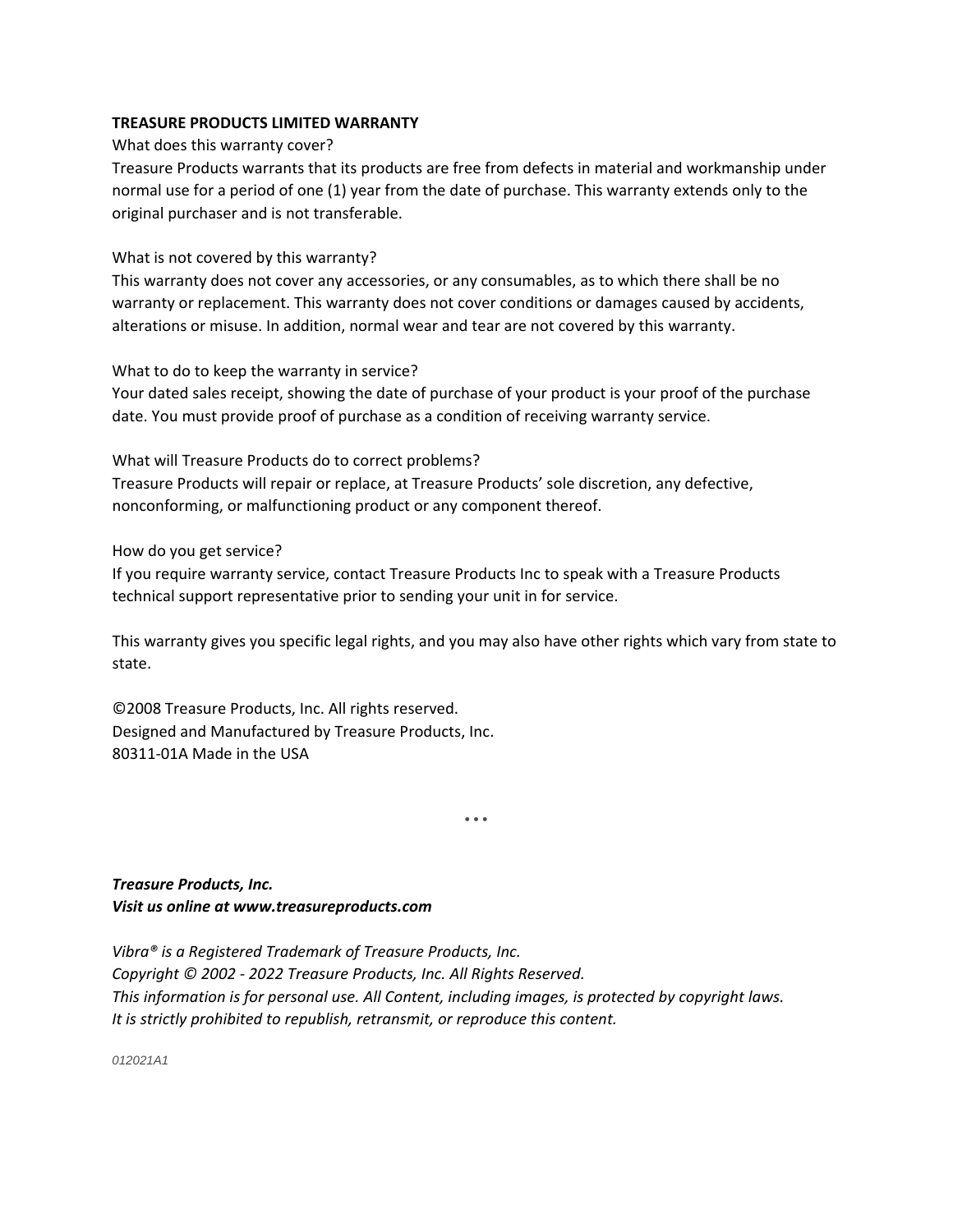**TREASURE PRODUCTS LIMITED WARRANTY**

What does this warranty cover?

Treasure Products warrants that its products are free from defects in material and workmanship under normal use for a period of one (1) year from the date of purchase. This warranty extends only to the original purchaser and is not transferable.

What is not covered by this warranty?

This warranty does not cover any accessories, or any consumables, as to which there shall be no warranty or replacement. This warranty does not cover conditions or damages caused by accidents, alterations or misuse. In addition, normal wear and tear are not covered by this warranty.

What to do to keep the warranty in service?

Your dated sales receipt, showing the date of purchase of your product is your proof of the purchase date. You must provide proof of purchase as a condition of receiving warranty service.

What will Treasure Products do to correct problems?

Treasure Products will repair or replace, at Treasure Products' sole discretion, any defective, nonconforming, or malfunctioning product or any component thereof.

How do you get service?

If you require warranty service, contact Treasure Products Inc to speak with a Treasure Products technical support representative prior to sending your unit in for service.

This warranty gives you specific legal rights, and you may also have other rights which vary from state to state.

©2008 Treasure Products, Inc. All rights reserved.
Designed and Manufactured by Treasure Products, Inc.
80311-01A Made in the USA

•••

***Treasure Products, Inc.***
***Visit us online at www.treasureproducts.com***

*Vibra® is a Registered Trademark of Treasure Products, Inc.*
*Copyright © 2002 - 2022 Treasure Products, Inc. All Rights Reserved.*
*This information is for personal use. All Content, including images, is protected by copyright laws.*
*It is strictly prohibited to republish, retransmit, or reproduce this content.*

*012021A1*